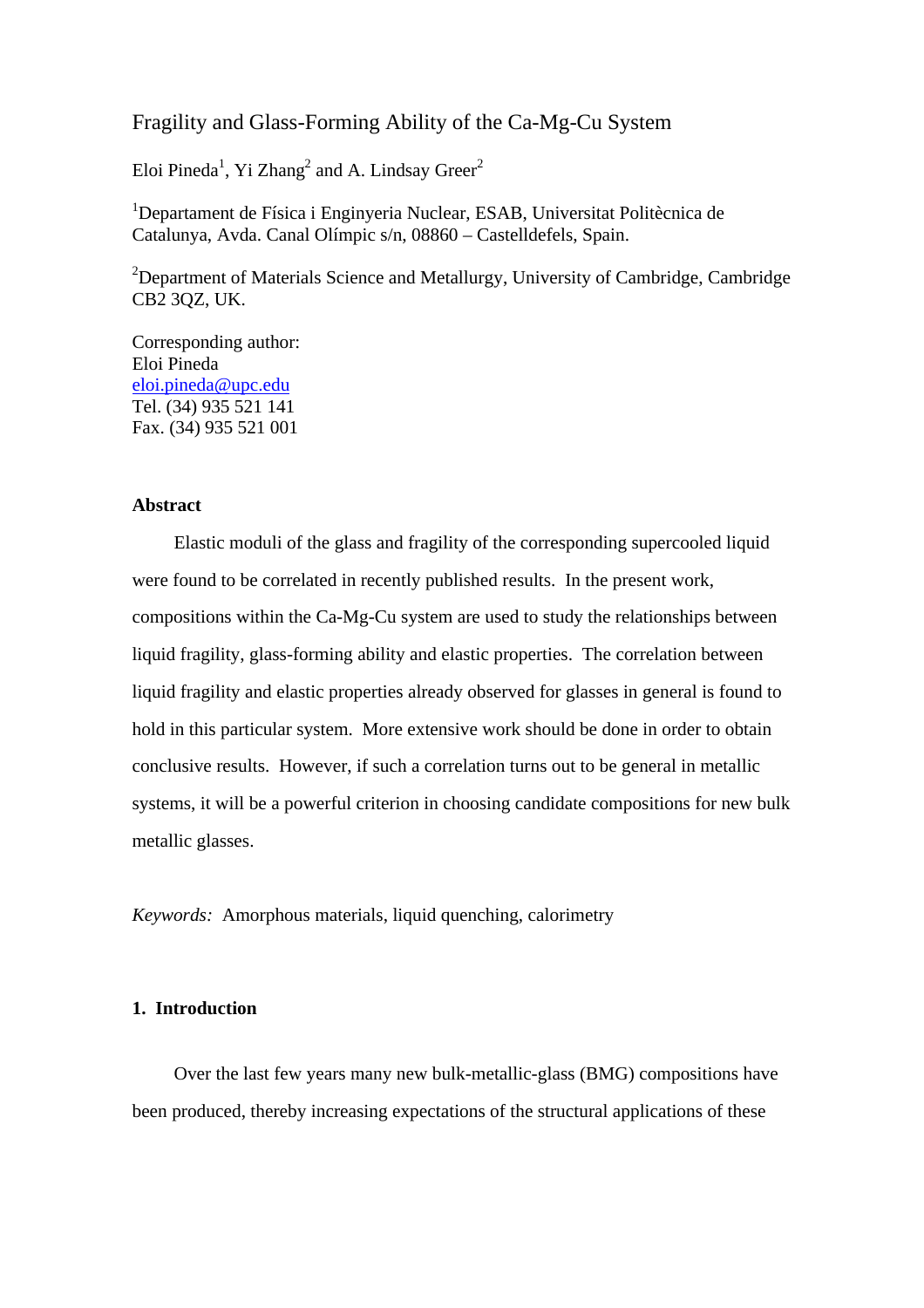# Fragility and Glass-Forming Ability of the Ca-Mg-Cu System

Eloi Pineda[1], Yi Zhang[2] and A. Lindsay Greer[2]

[1]Departament de Física i Enginyeria Nuclear, ESAB, Universitat Politècnica de Catalunya, Avda. Canal Olímpic s/n, 08860 – Castelldefels, Spain.

[2]Department of Materials Science and Metallurgy, University of Cambridge, Cambridge CB2 3QZ, UK.

Corresponding author:
Eloi Pineda
eloi.pineda@upc.edu
Tel. (34) 935 521 141
Fax. (34) 935 521 001

## Abstract

Elastic moduli of the glass and fragility of the corresponding supercooled liquid were found to be correlated in recently published results. In the present work, compositions within the Ca-Mg-Cu system are used to study the relationships between liquid fragility, glass-forming ability and elastic properties. The correlation between liquid fragility and elastic properties already observed for glasses in general is found to hold in this particular system. More extensive work should be done in order to obtain conclusive results. However, if such a correlation turns out to be general in metallic systems, it will be a powerful criterion in choosing candidate compositions for new bulk metallic glasses.

*Keywords:* Amorphous materials, liquid quenching, calorimetry

## 1. Introduction

Over the last few years many new bulk-metallic-glass (BMG) compositions have been produced, thereby increasing expectations of the structural applications of these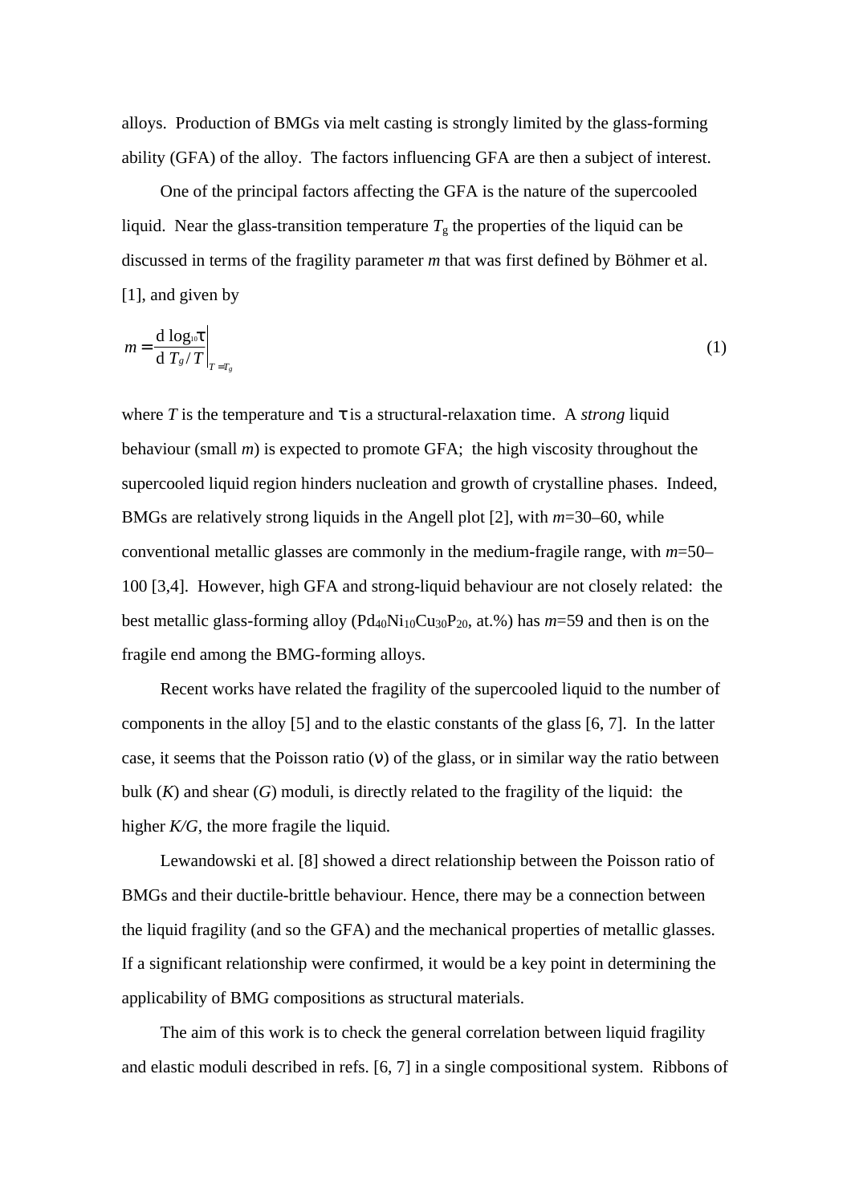alloys. Production of BMGs via melt casting is strongly limited by the glass-forming ability (GFA) of the alloy. The factors influencing GFA are then a subject of interest.

One of the principal factors affecting the GFA is the nature of the supercooled liquid. Near the glass-transition temperature $T_g$ the properties of the liquid can be discussed in terms of the fragility parameter $m$ that was first defined by Böhmer et al. [1], and given by

$$m = \left. \frac{\mathrm{d}\,\log_{10}\tau}{\mathrm{d}\,T_g/T} \right|_{T=T_g} \tag{1}$$

where $T$ is the temperature and $\tau$ is a structural-relaxation time. A *strong* liquid behaviour (small $m$) is expected to promote GFA; the high viscosity throughout the supercooled liquid region hinders nucleation and growth of crystalline phases. Indeed, BMGs are relatively strong liquids in the Angell plot [2], with $m$=30–60, while conventional metallic glasses are commonly in the medium-fragile range, with $m$=50–100 [3,4]. However, high GFA and strong-liquid behaviour are not closely related: the best metallic glass-forming alloy ($Pd_{40}Ni_{10}Cu_{30}P_{20}$, at.%) has $m$=59 and then is on the fragile end among the BMG-forming alloys.

Recent works have related the fragility of the supercooled liquid to the number of components in the alloy [5] and to the elastic constants of the glass [6, 7]. In the latter case, it seems that the Poisson ratio ($\nu$) of the glass, or in similar way the ratio between bulk ($K$) and shear ($G$) moduli, is directly related to the fragility of the liquid: the higher $K/G$, the more fragile the liquid.

Lewandowski et al. [8] showed a direct relationship between the Poisson ratio of BMGs and their ductile-brittle behaviour. Hence, there may be a connection between the liquid fragility (and so the GFA) and the mechanical properties of metallic glasses. If a significant relationship were confirmed, it would be a key point in determining the applicability of BMG compositions as structural materials.

The aim of this work is to check the general correlation between liquid fragility and elastic moduli described in refs. [6, 7] in a single compositional system. Ribbons of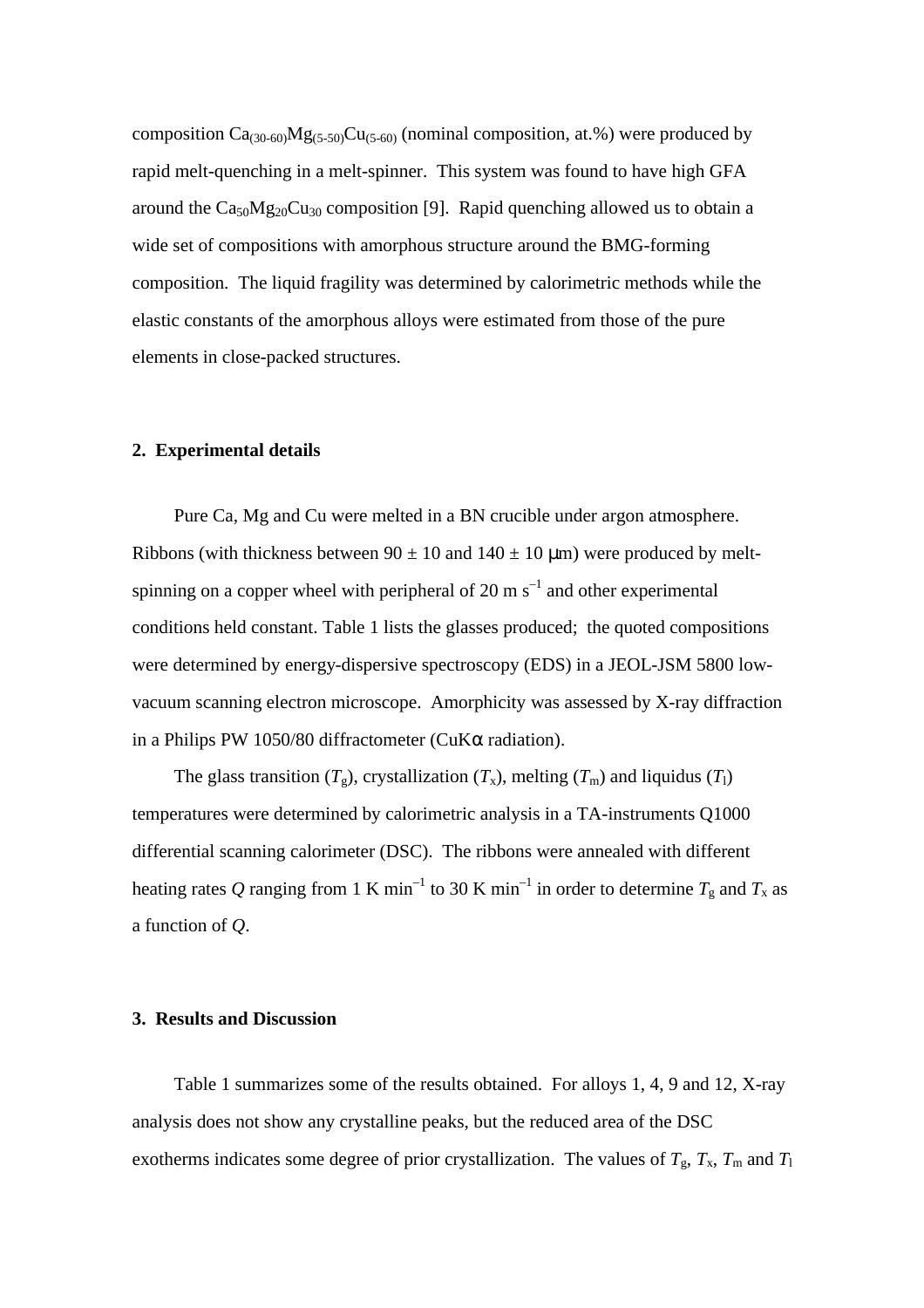composition $Ca_{(30-60)}Mg_{(5-50)}Cu_{(5-60)}$ (nominal composition, at.%) were produced by rapid melt-quenching in a melt-spinner. This system was found to have high GFA around the $Ca_{50}Mg_{20}Cu_{30}$ composition [9]. Rapid quenching allowed us to obtain a wide set of compositions with amorphous structure around the BMG-forming composition. The liquid fragility was determined by calorimetric methods while the elastic constants of the amorphous alloys were estimated from those of the pure elements in close-packed structures.

## 2. Experimental details

Pure Ca, Mg and Cu were melted in a BN crucible under argon atmosphere. Ribbons (with thickness between 90 ± 10 and 140 ± 10 μm) were produced by melt-spinning on a copper wheel with peripheral of 20 m $s^{-1}$ and other experimental conditions held constant. Table 1 lists the glasses produced; the quoted compositions were determined by energy-dispersive spectroscopy (EDS) in a JEOL-JSM 5800 low-vacuum scanning electron microscope. Amorphicity was assessed by X-ray diffraction in a Philips PW 1050/80 diffractometer (CuKα radiation).

The glass transition ($T_g$), crystallization ($T_x$), melting ($T_m$) and liquidus ($T_l$) temperatures were determined by calorimetric analysis in a TA-instruments Q1000 differential scanning calorimeter (DSC). The ribbons were annealed with different heating rates $Q$ ranging from 1 K $min^{-1}$ to 30 K $min^{-1}$ in order to determine $T_g$ and $T_x$ as a function of $Q$.

## 3. Results and Discussion

Table 1 summarizes some of the results obtained. For alloys 1, 4, 9 and 12, X-ray analysis does not show any crystalline peaks, but the reduced area of the DSC exotherms indicates some degree of prior crystallization. The values of $T_g$, $T_x$, $T_m$ and $T_l$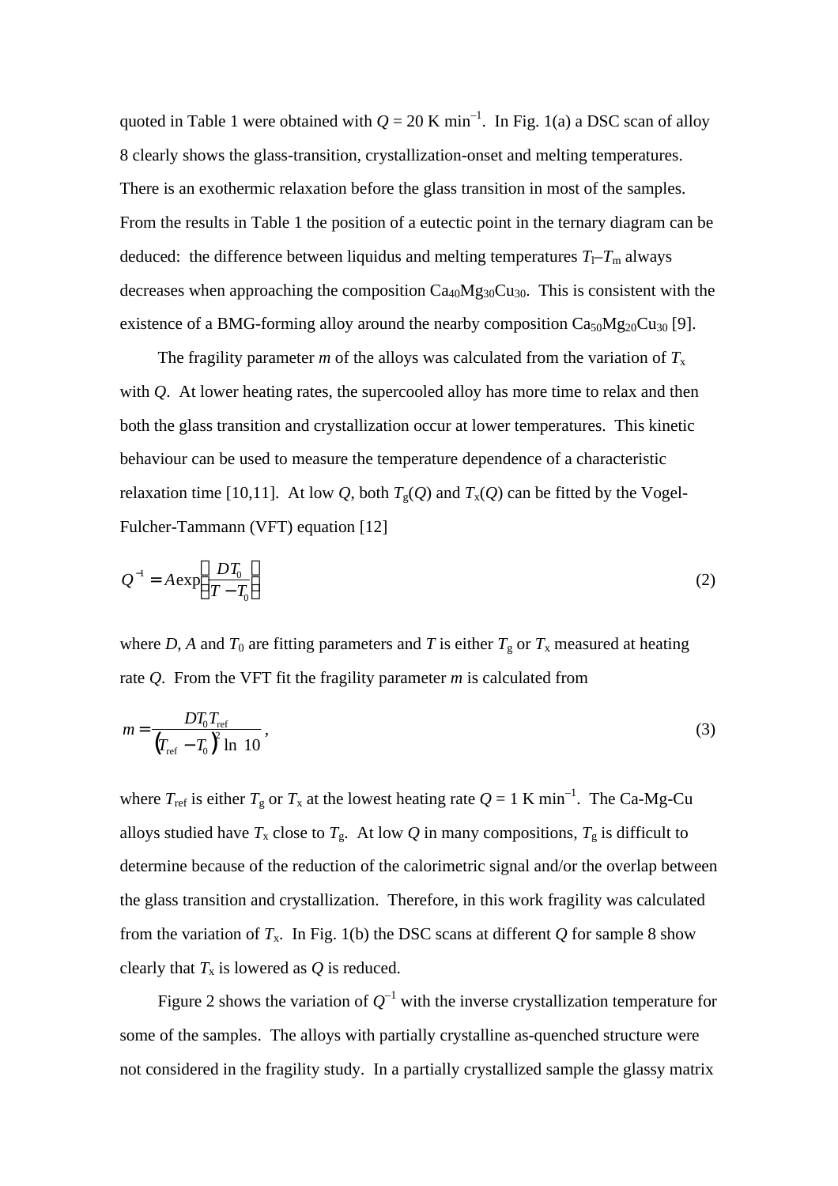quoted in Table 1 were obtained with $Q = 20$ K min$^{-1}$. In Fig. 1(a) a DSC scan of alloy 8 clearly shows the glass-transition, crystallization-onset and melting temperatures. There is an exothermic relaxation before the glass transition in most of the samples. From the results in Table 1 the position of a eutectic point in the ternary diagram can be deduced: the difference between liquidus and melting temperatures $T_l$–$T_m$ always decreases when approaching the composition $Ca_{40}Mg_{30}Cu_{30}$. This is consistent with the existence of a BMG-forming alloy around the nearby composition $Ca_{50}Mg_{20}Cu_{30}$ [9].

The fragility parameter $m$ of the alloys was calculated from the variation of $T_x$ with $Q$. At lower heating rates, the supercooled alloy has more time to relax and then both the glass transition and crystallization occur at lower temperatures. This kinetic behaviour can be used to measure the temperature dependence of a characteristic relaxation time [10,11]. At low $Q$, both $T_g(Q)$ and $T_x(Q)$ can be fitted by the Vogel-Fulcher-Tammann (VFT) equation [12]

$$Q^{-1} = A\exp\left(\frac{DT_0}{T - T_0}\right) \tag{2}$$

where $D$, $A$ and $T_0$ are fitting parameters and $T$ is either $T_g$ or $T_x$ measured at heating rate $Q$. From the VFT fit the fragility parameter $m$ is calculated from

$$m = \frac{DT_0 T_{\text{ref}}}{\left(T_{\text{ref}} - T_0\right)^2 \ln 10}, \tag{3}$$

where $T_{\text{ref}}$ is either $T_g$ or $T_x$ at the lowest heating rate $Q = 1$ K min$^{-1}$. The Ca-Mg-Cu alloys studied have $T_x$ close to $T_g$. At low $Q$ in many compositions, $T_g$ is difficult to determine because of the reduction of the calorimetric signal and/or the overlap between the glass transition and crystallization. Therefore, in this work fragility was calculated from the variation of $T_x$. In Fig. 1(b) the DSC scans at different $Q$ for sample 8 show clearly that $T_x$ is lowered as $Q$ is reduced.

Figure 2 shows the variation of $Q^{-1}$ with the inverse crystallization temperature for some of the samples. The alloys with partially crystalline as-quenched structure were not considered in the fragility study. In a partially crystallized sample the glassy matrix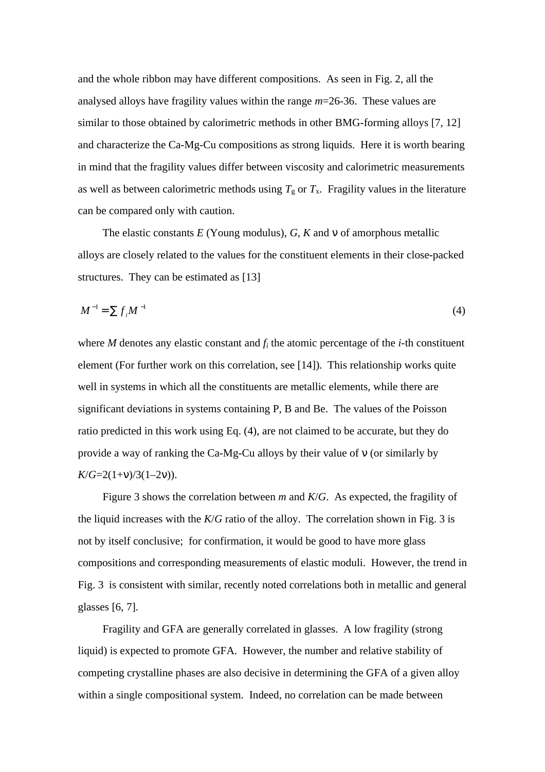and the whole ribbon may have different compositions. As seen in Fig. 2, all the analysed alloys have fragility values within the range $m$=26-36. These values are similar to those obtained by calorimetric methods in other BMG-forming alloys [7, 12] and characterize the Ca-Mg-Cu compositions as strong liquids. Here it is worth bearing in mind that the fragility values differ between viscosity and calorimetric measurements as well as between calorimetric methods using $T_g$ or $T_x$. Fragility values in the literature can be compared only with caution.

The elastic constants $E$ (Young modulus), $G$, $K$ and $\nu$ of amorphous metallic alloys are closely related to the values for the constituent elements in their close-packed structures. They can be estimated as [13]

$$M^{-1} = \sum f_i M^{-1} \tag{4}$$

where $M$ denotes any elastic constant and $f_i$ the atomic percentage of the $i$-th constituent element (For further work on this correlation, see [14]). This relationship works quite well in systems in which all the constituents are metallic elements, while there are significant deviations in systems containing P, B and Be. The values of the Poisson ratio predicted in this work using Eq. (4), are not claimed to be accurate, but they do provide a way of ranking the Ca-Mg-Cu alloys by their value of $\nu$ (or similarly by $K/G$=2(1+$\nu$)/3(1–2$\nu$)).

Figure 3 shows the correlation between $m$ and $K/G$. As expected, the fragility of the liquid increases with the $K/G$ ratio of the alloy. The correlation shown in Fig. 3 is not by itself conclusive; for confirmation, it would be good to have more glass compositions and corresponding measurements of elastic moduli. However, the trend in Fig. 3 is consistent with similar, recently noted correlations both in metallic and general glasses [6, 7].

Fragility and GFA are generally correlated in glasses. A low fragility (strong liquid) is expected to promote GFA. However, the number and relative stability of competing crystalline phases are also decisive in determining the GFA of a given alloy within a single compositional system. Indeed, no correlation can be made between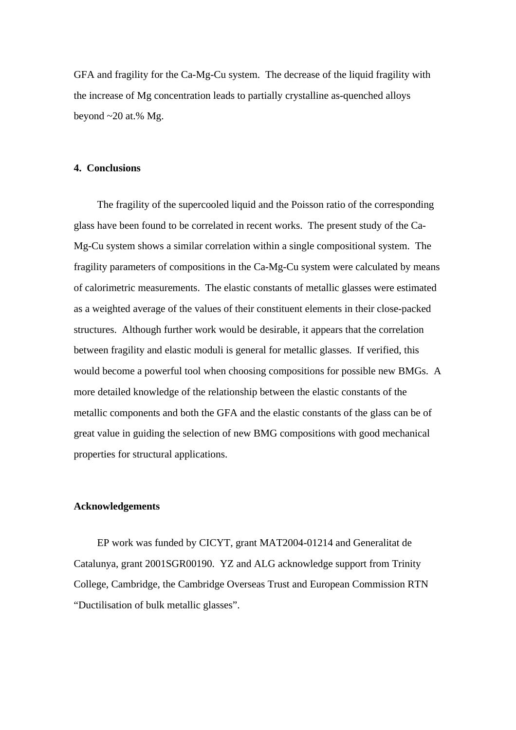GFA and fragility for the Ca-Mg-Cu system. The decrease of the liquid fragility with the increase of Mg concentration leads to partially crystalline as-quenched alloys beyond ~20 at.% Mg.

## 4. Conclusions

The fragility of the supercooled liquid and the Poisson ratio of the corresponding glass have been found to be correlated in recent works. The present study of the Ca-Mg-Cu system shows a similar correlation within a single compositional system. The fragility parameters of compositions in the Ca-Mg-Cu system were calculated by means of calorimetric measurements. The elastic constants of metallic glasses were estimated as a weighted average of the values of their constituent elements in their close-packed structures. Although further work would be desirable, it appears that the correlation between fragility and elastic moduli is general for metallic glasses. If verified, this would become a powerful tool when choosing compositions for possible new BMGs. A more detailed knowledge of the relationship between the elastic constants of the metallic components and both the GFA and the elastic constants of the glass can be of great value in guiding the selection of new BMG compositions with good mechanical properties for structural applications.

## Acknowledgements

EP work was funded by CICYT, grant MAT2004-01214 and Generalitat de Catalunya, grant 2001SGR00190. YZ and ALG acknowledge support from Trinity College, Cambridge, the Cambridge Overseas Trust and European Commission RTN "Ductilisation of bulk metallic glasses".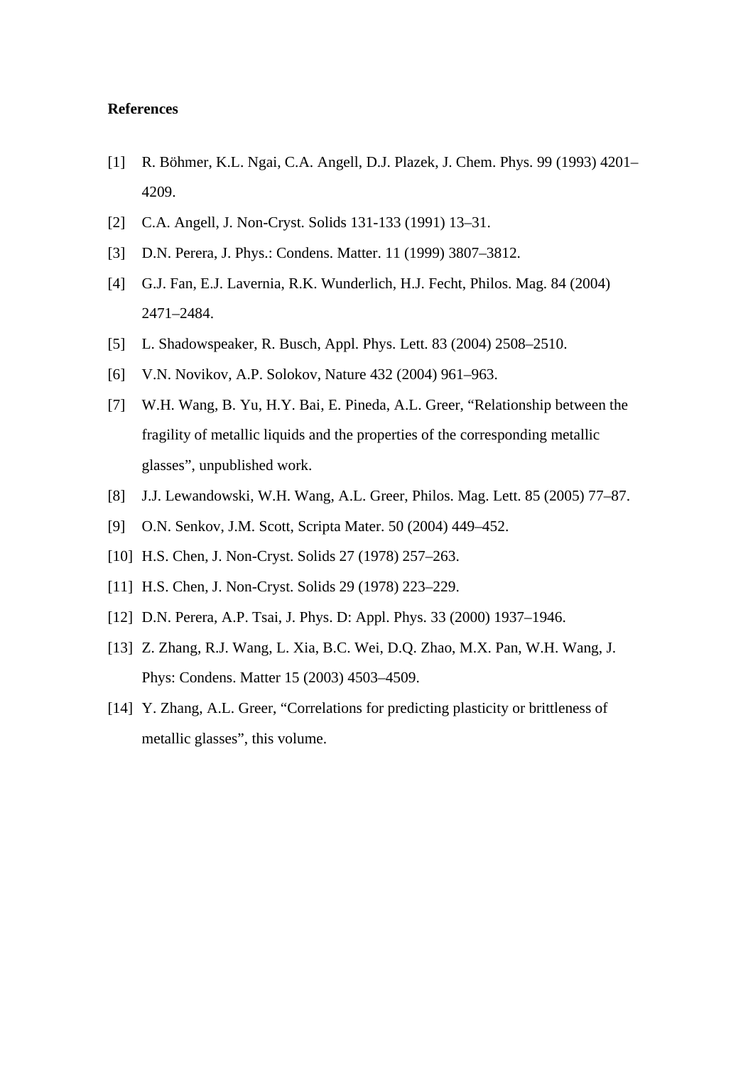**References**

[1] R. Böhmer, K.L. Ngai, C.A. Angell, D.J. Plazek, J. Chem. Phys. 99 (1993) 4201–4209.

[2] C.A. Angell, J. Non-Cryst. Solids 131-133 (1991) 13–31.

[3] D.N. Perera, J. Phys.: Condens. Matter. 11 (1999) 3807–3812.

[4] G.J. Fan, E.J. Lavernia, R.K. Wunderlich, H.J. Fecht, Philos. Mag. 84 (2004) 2471–2484.

[5] L. Shadowspeaker, R. Busch, Appl. Phys. Lett. 83 (2004) 2508–2510.

[6] V.N. Novikov, A.P. Solokov, Nature 432 (2004) 961–963.

[7] W.H. Wang, B. Yu, H.Y. Bai, E. Pineda, A.L. Greer, "Relationship between the fragility of metallic liquids and the properties of the corresponding metallic glasses", unpublished work.

[8] J.J. Lewandowski, W.H. Wang, A.L. Greer, Philos. Mag. Lett. 85 (2005) 77–87.

[9] O.N. Senkov, J.M. Scott, Scripta Mater. 50 (2004) 449–452.

[10] H.S. Chen, J. Non-Cryst. Solids 27 (1978) 257–263.

[11] H.S. Chen, J. Non-Cryst. Solids 29 (1978) 223–229.

[12] D.N. Perera, A.P. Tsai, J. Phys. D: Appl. Phys. 33 (2000) 1937–1946.

[13] Z. Zhang, R.J. Wang, L. Xia, B.C. Wei, D.Q. Zhao, M.X. Pan, W.H. Wang, J. Phys: Condens. Matter 15 (2003) 4503–4509.

[14] Y. Zhang, A.L. Greer, "Correlations for predicting plasticity or brittleness of metallic glasses", this volume.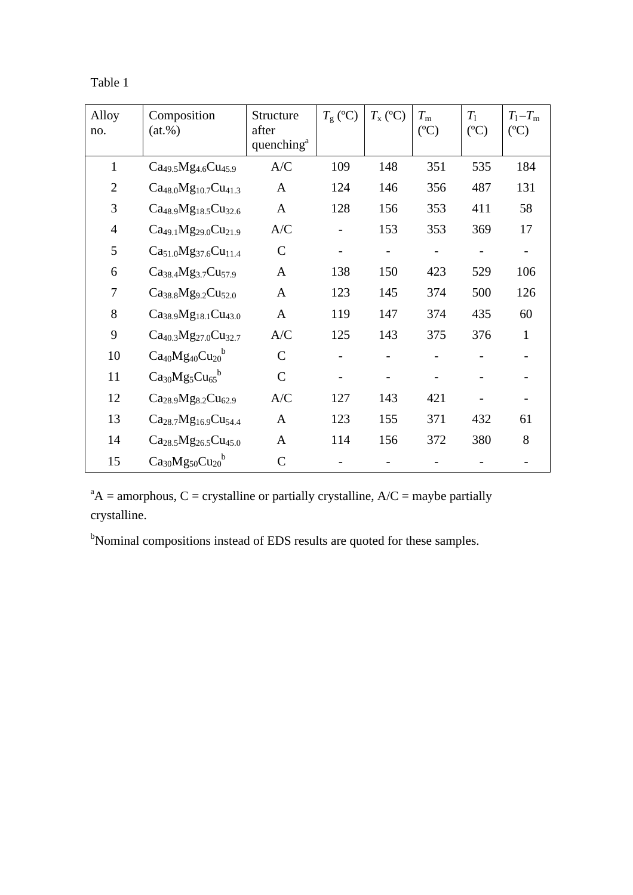Table 1

| Alloy no. | Composition (at.%) | Structure after quenching[a] | $T_g$ (ºC) | $T_x$ (ºC) | $T_m$ (ºC) | $T_l$ (ºC) | $T_l - T_m$ (ºC) |
|---|---|---|---|---|---|---|---|
| 1 | $Ca_{49.5}Mg_{4.6}Cu_{45.9}$ | A/C | 109 | 148 | 351 | 535 | 184 |
| 2 | $Ca_{48.0}Mg_{10.7}Cu_{41.3}$ | A | 124 | 146 | 356 | 487 | 131 |
| 3 | $Ca_{48.9}Mg_{18.5}Cu_{32.6}$ | A | 128 | 156 | 353 | 411 | 58 |
| 4 | $Ca_{49.1}Mg_{29.0}Cu_{21.9}$ | A/C | - | 153 | 353 | 369 | 17 |
| 5 | $Ca_{51.0}Mg_{37.6}Cu_{11.4}$ | C | - | - | - | - | - |
| 6 | $Ca_{38.4}Mg_{3.7}Cu_{57.9}$ | A | 138 | 150 | 423 | 529 | 106 |
| 7 | $Ca_{38.8}Mg_{9.2}Cu_{52.0}$ | A | 123 | 145 | 374 | 500 | 126 |
| 8 | $Ca_{38.9}Mg_{18.1}Cu_{43.0}$ | A | 119 | 147 | 374 | 435 | 60 |
| 9 | $Ca_{40.3}Mg_{27.0}Cu_{32.7}$ | A/C | 125 | 143 | 375 | 376 | 1 |
| 10 | $Ca_{40}Mg_{40}Cu_{20}$[b] | C | - | - | - | - | - |
| 11 | $Ca_{30}Mg_{5}Cu_{65}$[b] | C | - | - | - | - | - |
| 12 | $Ca_{28.9}Mg_{8.2}Cu_{62.9}$ | A/C | 127 | 143 | 421 | - | - |
| 13 | $Ca_{28.7}Mg_{16.9}Cu_{54.4}$ | A | 123 | 155 | 371 | 432 | 61 |
| 14 | $Ca_{28.5}Mg_{26.5}Cu_{45.0}$ | A | 114 | 156 | 372 | 380 | 8 |
| 15 | $Ca_{30}Mg_{50}Cu_{20}$[b] | C | - | - | - | - | - |

[a]A = amorphous, C = crystalline or partially crystalline, A/C = maybe partially crystalline.

[b]Nominal compositions instead of EDS results are quoted for these samples.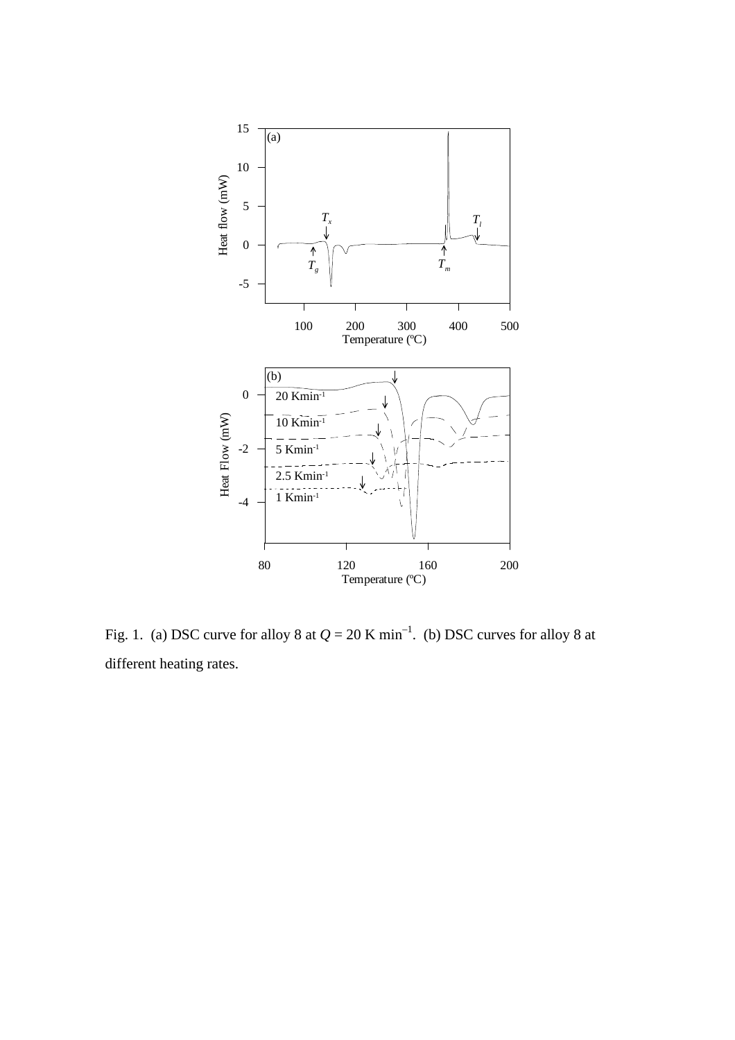Fig. 1. (a) DSC curve for alloy 8 at $Q = 20\ \mathrm{K\ min^{-1}}$. (b) DSC curves for alloy 8 at different heating rates.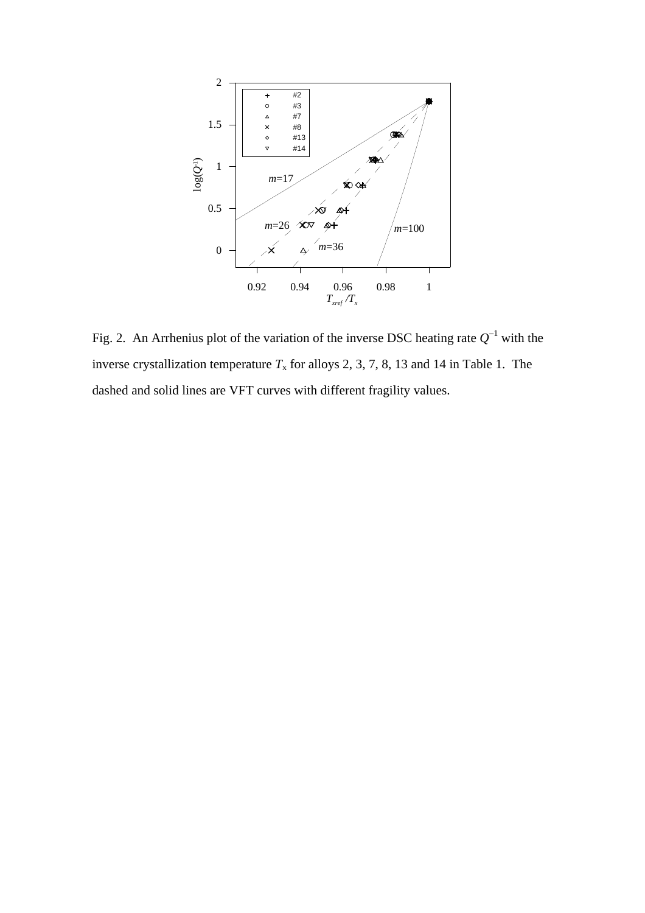Fig. 2. An Arrhenius plot of the variation of the inverse DSC heating rate $Q^{-1}$ with the inverse crystallization temperature $T_x$ for alloys 2, 3, 7, 8, 13 and 14 in Table 1. The dashed and solid lines are VFT curves with different fragility values.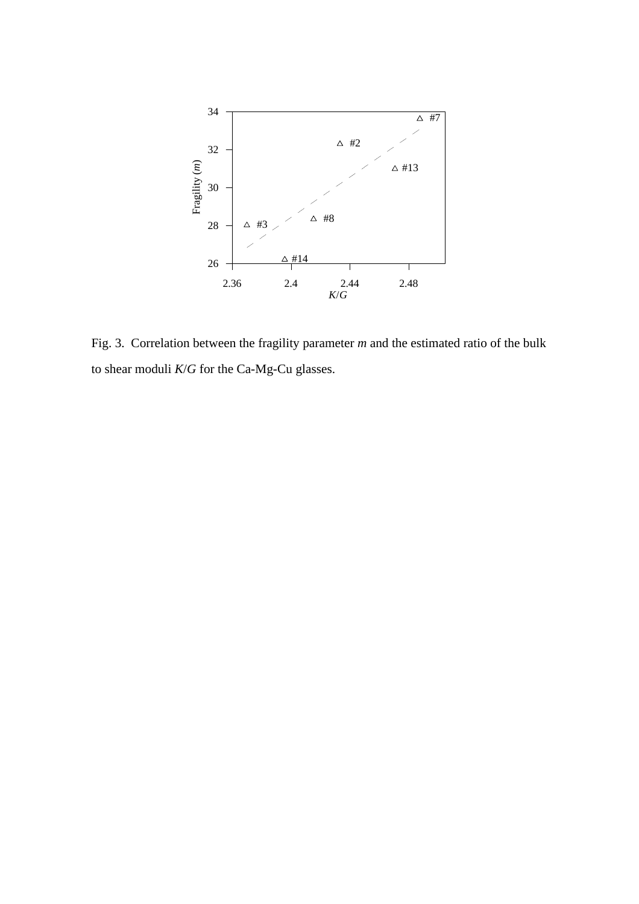34

32

30

28

26

Fragility ($m$)

2.36

2.4

2.44

2.48

$K/G$

#7

#2

#13

#8

#3

#14

Fig. 3. Correlation between the fragility parameter $m$ and the estimated ratio of the bulk to shear moduli $K/G$ for the Ca-Mg-Cu glasses.